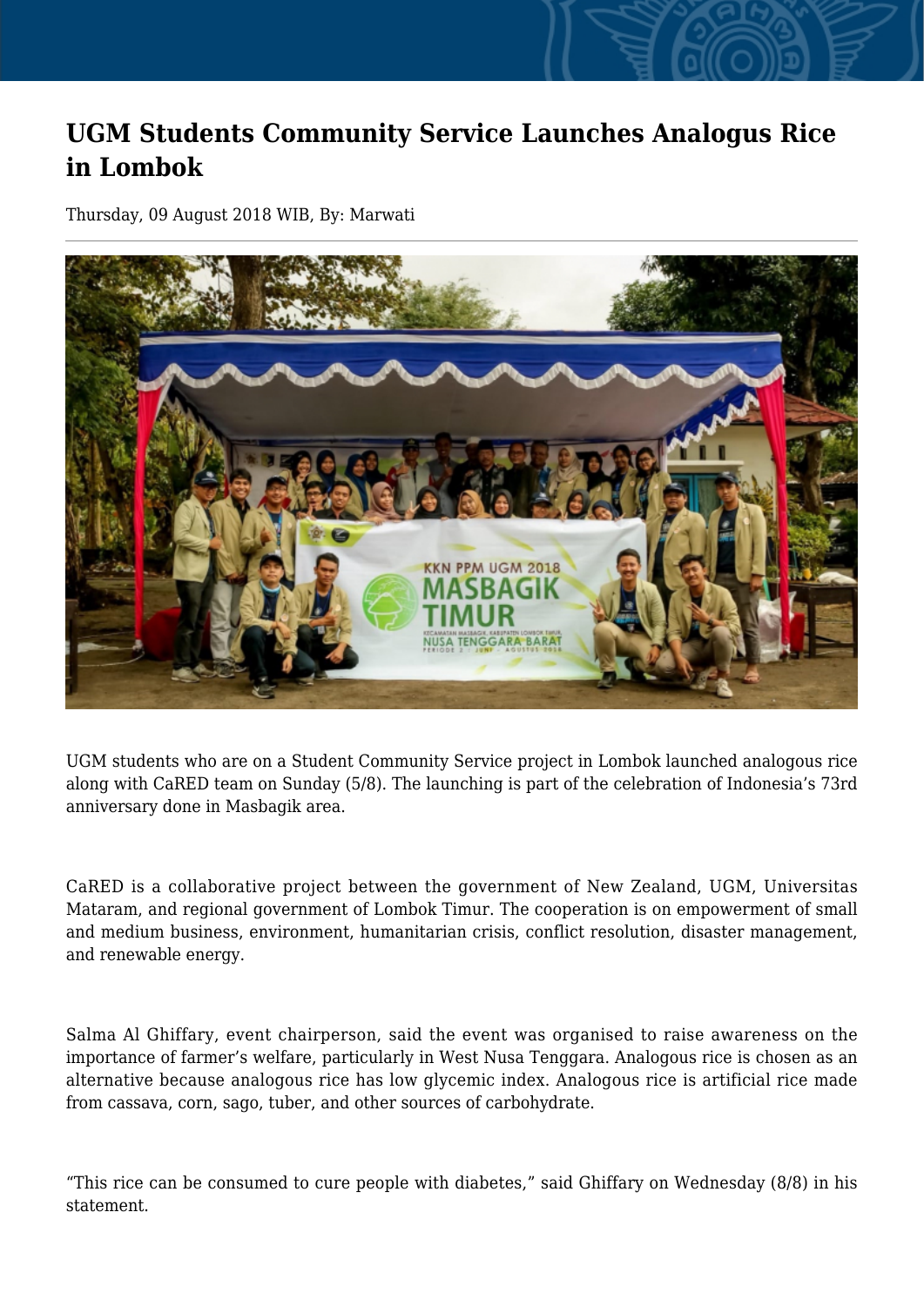# UGM Students Community Service Launches Analogus Rice in Lombok

Thursday, 09 August 2018 WIB, By: Marwati

UGM students who are on a Student Community Service project in Lombok launched analogous rice along with CaRED team on Sunday (5/8). The launching is part of the celebration of Indonesia's 73rd anniversary done in Masbagik area.

CaRED is a collaborative project between the government of New Zealand, UGM, Universitas Mataram, and regional government of Lombok Timur. The cooperation is on empowerment of small and medium business, environment, humanitarian crisis, conflict resolution, disaster management, and renewable energy.

Salma Al Ghiffary, event chairperson, said the event was organised to raise awareness on the importance of farmer's welfare, particularly in West Nusa Tenggara. Analogous rice is chosen as an alternative because analogous rice has low glycemic index. Analogous rice is artificial rice made from cassava, corn, sago, tuber, and other sources of carbohydrate.

"This rice can be consumed to cure people with diabetes," said Ghiffary on Wednesday (8/8) in his statement.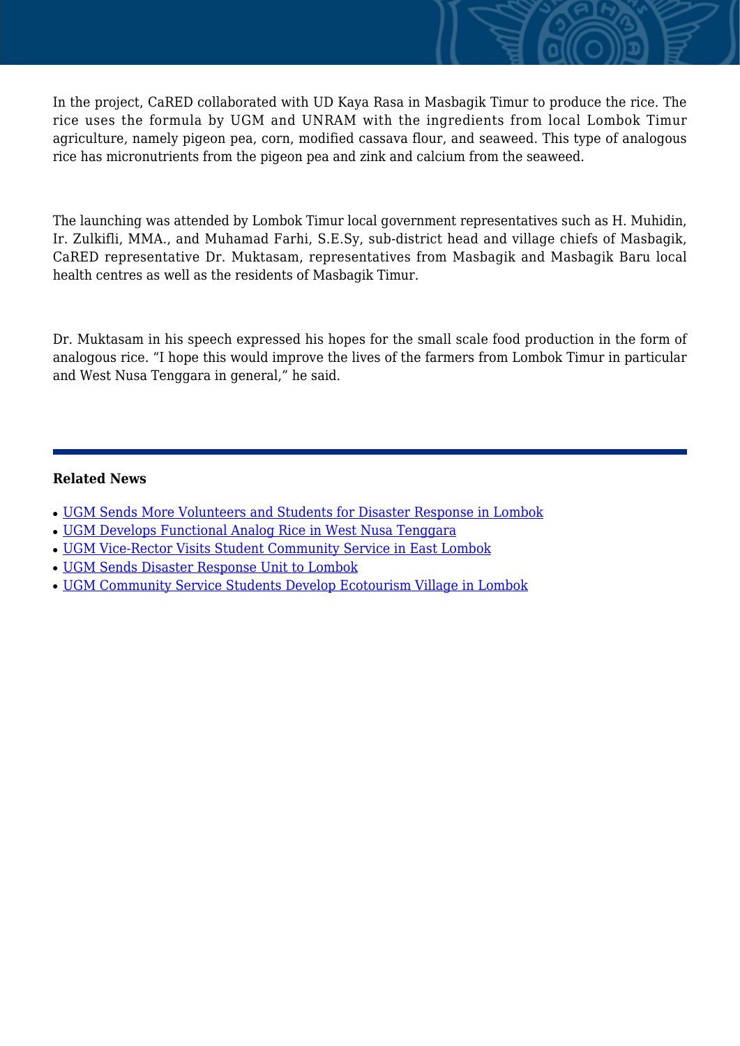In the project, CaRED collaborated with UD Kaya Rasa in Masbagik Timur to produce the rice. The rice uses the formula by UGM and UNRAM with the ingredients from local Lombok Timur agriculture, namely pigeon pea, corn, modified cassava flour, and seaweed. This type of analogous rice has micronutrients from the pigeon pea and zink and calcium from the seaweed.

The launching was attended by Lombok Timur local government representatives such as H. Muhidin, Ir. Zulkifli, MMA., and Muhamad Farhi, S.E.Sy, sub-district head and village chiefs of Masbagik, CaRED representative Dr. Muktasam, representatives from Masbagik and Masbagik Baru local health centres as well as the residents of Masbagik Timur.

Dr. Muktasam in his speech expressed his hopes for the small scale food production in the form of analogous rice. "I hope this would improve the lives of the farmers from Lombok Timur in particular and West Nusa Tenggara in general," he said.

---

**Related News**

- UGM Sends More Volunteers and Students for Disaster Response in Lombok
- UGM Develops Functional Analog Rice in West Nusa Tenggara
- UGM Vice-Rector Visits Student Community Service in East Lombok
- UGM Sends Disaster Response Unit to Lombok
- UGM Community Service Students Develop Ecotourism Village in Lombok